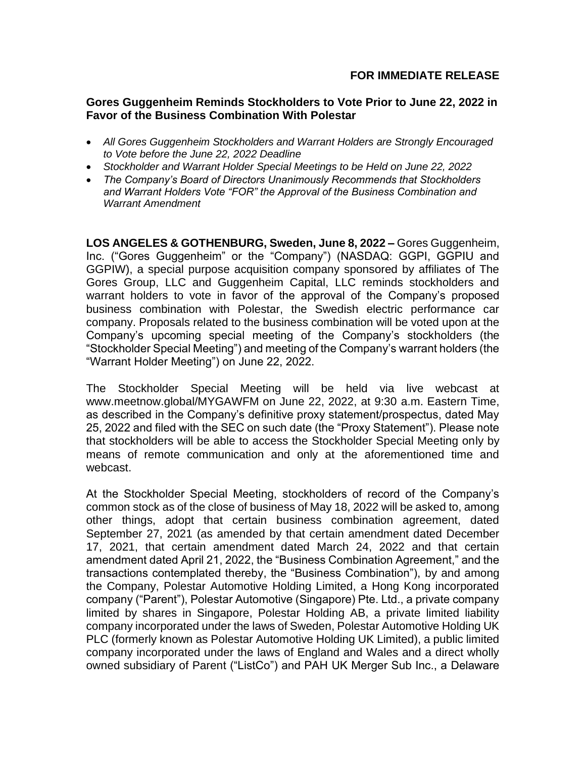**FOR IMMEDIATE RELEASE**

## Gores Guggenheim Reminds Stockholders to Vote Prior to June 22, 2022 in Favor of the Business Combination With Polestar

- *All Gores Guggenheim Stockholders and Warrant Holders are Strongly Encouraged to Vote before the June 22, 2022 Deadline*
- *Stockholder and Warrant Holder Special Meetings to be Held on June 22, 2022*
- *The Company's Board of Directors Unanimously Recommends that Stockholders and Warrant Holders Vote "FOR" the Approval of the Business Combination and Warrant Amendment*

**LOS ANGELES & GOTHENBURG, Sweden, June 8, 2022 –** Gores Guggenheim, Inc. ("Gores Guggenheim" or the "Company") (NASDAQ: GGPI, GGPIU and GGPIW), a special purpose acquisition company sponsored by affiliates of The Gores Group, LLC and Guggenheim Capital, LLC reminds stockholders and warrant holders to vote in favor of the approval of the Company's proposed business combination with Polestar, the Swedish electric performance car company. Proposals related to the business combination will be voted upon at the Company's upcoming special meeting of the Company's stockholders (the "Stockholder Special Meeting") and meeting of the Company's warrant holders (the "Warrant Holder Meeting") on June 22, 2022.

The Stockholder Special Meeting will be held via live webcast at www.meetnow.global/MYGAWFM on June 22, 2022, at 9:30 a.m. Eastern Time, as described in the Company's definitive proxy statement/prospectus, dated May 25, 2022 and filed with the SEC on such date (the "Proxy Statement"). Please note that stockholders will be able to access the Stockholder Special Meeting only by means of remote communication and only at the aforementioned time and webcast.

At the Stockholder Special Meeting, stockholders of record of the Company's common stock as of the close of business of May 18, 2022 will be asked to, among other things, adopt that certain business combination agreement, dated September 27, 2021 (as amended by that certain amendment dated December 17, 2021, that certain amendment dated March 24, 2022 and that certain amendment dated April 21, 2022, the "Business Combination Agreement," and the transactions contemplated thereby, the "Business Combination"), by and among the Company, Polestar Automotive Holding Limited, a Hong Kong incorporated company ("Parent"), Polestar Automotive (Singapore) Pte. Ltd., a private company limited by shares in Singapore, Polestar Holding AB, a private limited liability company incorporated under the laws of Sweden, Polestar Automotive Holding UK PLC (formerly known as Polestar Automotive Holding UK Limited), a public limited company incorporated under the laws of England and Wales and a direct wholly owned subsidiary of Parent ("ListCo") and PAH UK Merger Sub Inc., a Delaware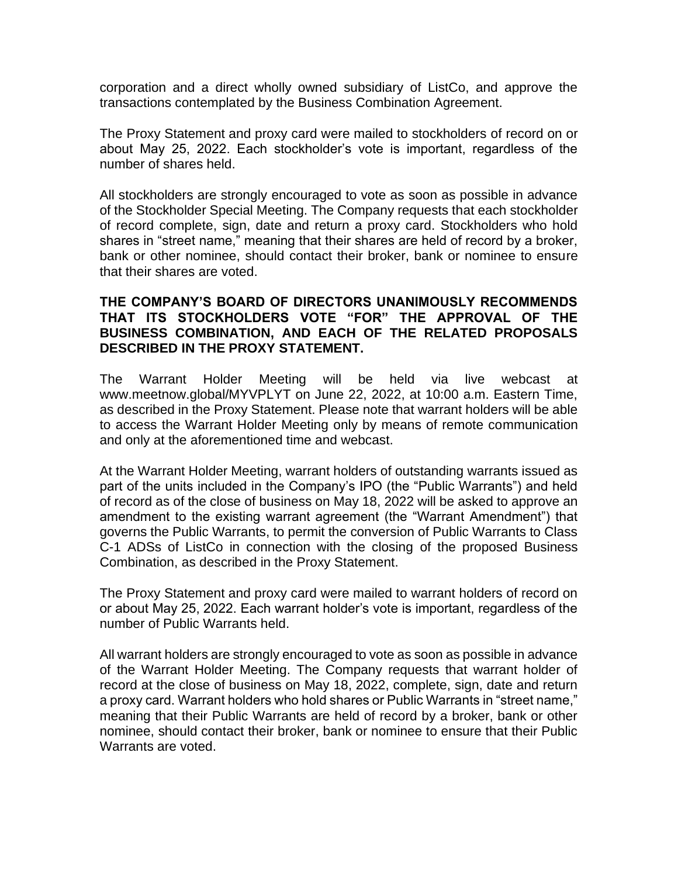corporation and a direct wholly owned subsidiary of ListCo, and approve the transactions contemplated by the Business Combination Agreement.

The Proxy Statement and proxy card were mailed to stockholders of record on or about May 25, 2022. Each stockholder's vote is important, regardless of the number of shares held.

All stockholders are strongly encouraged to vote as soon as possible in advance of the Stockholder Special Meeting. The Company requests that each stockholder of record complete, sign, date and return a proxy card. Stockholders who hold shares in "street name," meaning that their shares are held of record by a broker, bank or other nominee, should contact their broker, bank or nominee to ensure that their shares are voted.

**THE COMPANY'S BOARD OF DIRECTORS UNANIMOUSLY RECOMMENDS THAT ITS STOCKHOLDERS VOTE "FOR" THE APPROVAL OF THE BUSINESS COMBINATION, AND EACH OF THE RELATED PROPOSALS DESCRIBED IN THE PROXY STATEMENT.**

The Warrant Holder Meeting will be held via live webcast at www.meetnow.global/MYVPLYT on June 22, 2022, at 10:00 a.m. Eastern Time, as described in the Proxy Statement. Please note that warrant holders will be able to access the Warrant Holder Meeting only by means of remote communication and only at the aforementioned time and webcast.

At the Warrant Holder Meeting, warrant holders of outstanding warrants issued as part of the units included in the Company's IPO (the "Public Warrants") and held of record as of the close of business on May 18, 2022 will be asked to approve an amendment to the existing warrant agreement (the "Warrant Amendment") that governs the Public Warrants, to permit the conversion of Public Warrants to Class C-1 ADSs of ListCo in connection with the closing of the proposed Business Combination, as described in the Proxy Statement.

The Proxy Statement and proxy card were mailed to warrant holders of record on or about May 25, 2022. Each warrant holder's vote is important, regardless of the number of Public Warrants held.

All warrant holders are strongly encouraged to vote as soon as possible in advance of the Warrant Holder Meeting. The Company requests that warrant holder of record at the close of business on May 18, 2022, complete, sign, date and return a proxy card. Warrant holders who hold shares or Public Warrants in "street name," meaning that their Public Warrants are held of record by a broker, bank or other nominee, should contact their broker, bank or nominee to ensure that their Public Warrants are voted.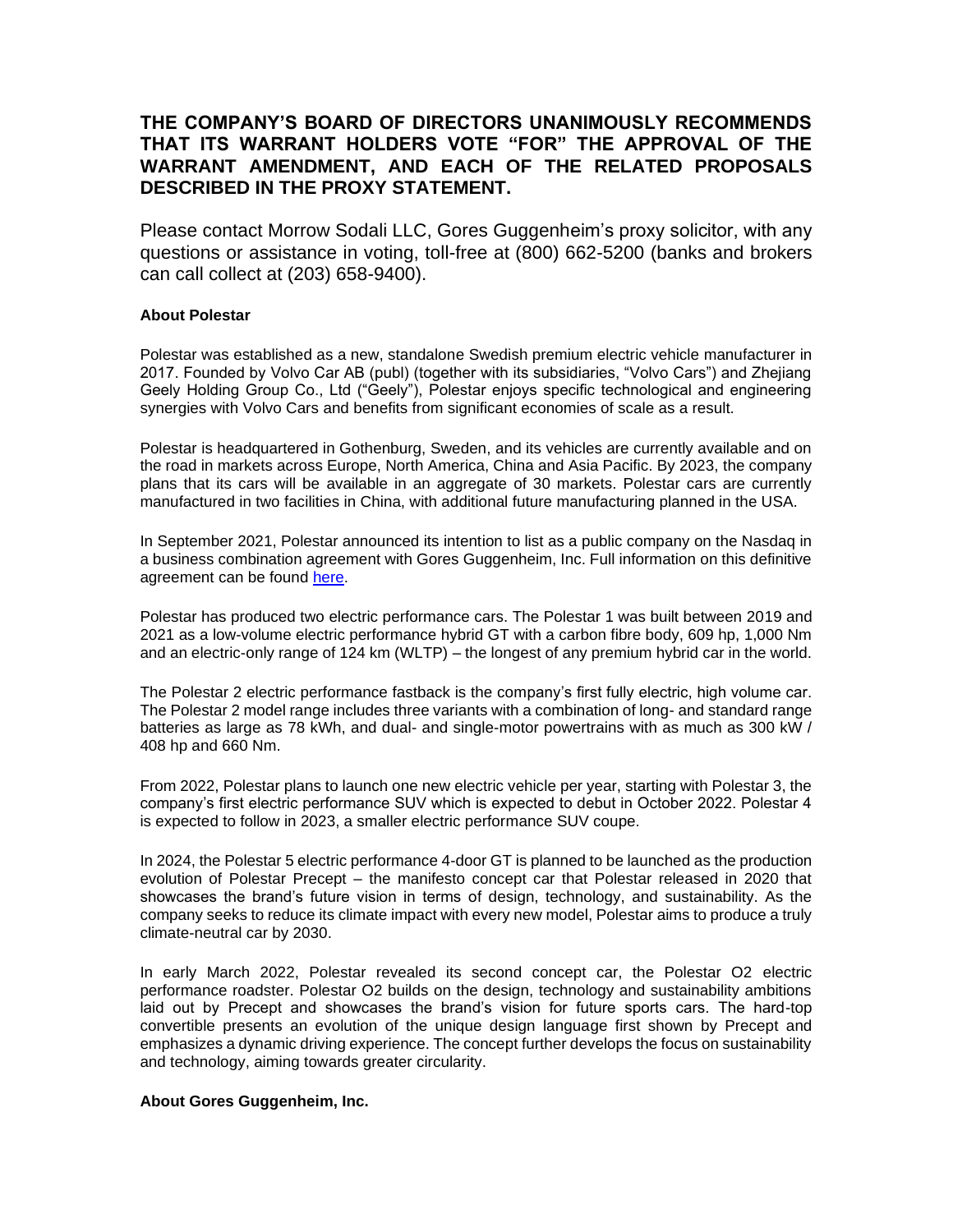**THE COMPANY'S BOARD OF DIRECTORS UNANIMOUSLY RECOMMENDS THAT ITS WARRANT HOLDERS VOTE "FOR" THE APPROVAL OF THE WARRANT AMENDMENT, AND EACH OF THE RELATED PROPOSALS DESCRIBED IN THE PROXY STATEMENT.**

Please contact Morrow Sodali LLC, Gores Guggenheim's proxy solicitor, with any questions or assistance in voting, toll-free at (800) 662-5200 (banks and brokers can call collect at (203) 658-9400).

**About Polestar**

Polestar was established as a new, standalone Swedish premium electric vehicle manufacturer in 2017. Founded by Volvo Car AB (publ) (together with its subsidiaries, "Volvo Cars") and Zhejiang Geely Holding Group Co., Ltd ("Geely"), Polestar enjoys specific technological and engineering synergies with Volvo Cars and benefits from significant economies of scale as a result.

Polestar is headquartered in Gothenburg, Sweden, and its vehicles are currently available and on the road in markets across Europe, North America, China and Asia Pacific. By 2023, the company plans that its cars will be available in an aggregate of 30 markets. Polestar cars are currently manufactured in two facilities in China, with additional future manufacturing planned in the USA.

In September 2021, Polestar announced its intention to list as a public company on the Nasdaq in a business combination agreement with Gores Guggenheim, Inc. Full information on this definitive agreement can be found here.

Polestar has produced two electric performance cars. The Polestar 1 was built between 2019 and 2021 as a low-volume electric performance hybrid GT with a carbon fibre body, 609 hp, 1,000 Nm and an electric-only range of 124 km (WLTP) – the longest of any premium hybrid car in the world.

The Polestar 2 electric performance fastback is the company's first fully electric, high volume car. The Polestar 2 model range includes three variants with a combination of long- and standard range batteries as large as 78 kWh, and dual- and single-motor powertrains with as much as 300 kW / 408 hp and 660 Nm.

From 2022, Polestar plans to launch one new electric vehicle per year, starting with Polestar 3, the company's first electric performance SUV which is expected to debut in October 2022. Polestar 4 is expected to follow in 2023, a smaller electric performance SUV coupe.

In 2024, the Polestar 5 electric performance 4-door GT is planned to be launched as the production evolution of Polestar Precept – the manifesto concept car that Polestar released in 2020 that showcases the brand's future vision in terms of design, technology, and sustainability. As the company seeks to reduce its climate impact with every new model, Polestar aims to produce a truly climate-neutral car by 2030.

In early March 2022, Polestar revealed its second concept car, the Polestar O2 electric performance roadster. Polestar O2 builds on the design, technology and sustainability ambitions laid out by Precept and showcases the brand's vision for future sports cars. The hard-top convertible presents an evolution of the unique design language first shown by Precept and emphasizes a dynamic driving experience. The concept further develops the focus on sustainability and technology, aiming towards greater circularity.

**About Gores Guggenheim, Inc.**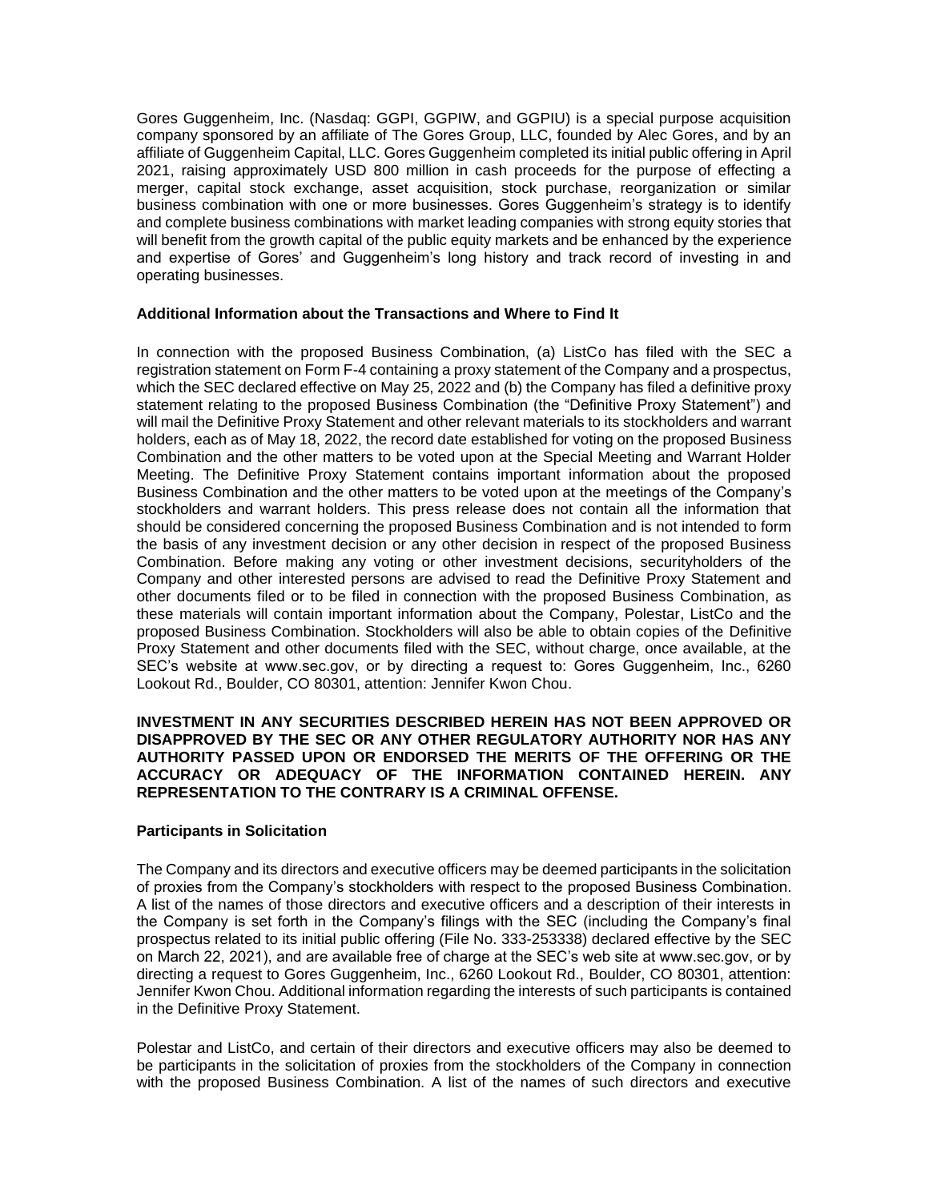Gores Guggenheim, Inc. (Nasdaq: GGPI, GGPIW, and GGPIU) is a special purpose acquisition company sponsored by an affiliate of The Gores Group, LLC, founded by Alec Gores, and by an affiliate of Guggenheim Capital, LLC. Gores Guggenheim completed its initial public offering in April 2021, raising approximately USD 800 million in cash proceeds for the purpose of effecting a merger, capital stock exchange, asset acquisition, stock purchase, reorganization or similar business combination with one or more businesses. Gores Guggenheim's strategy is to identify and complete business combinations with market leading companies with strong equity stories that will benefit from the growth capital of the public equity markets and be enhanced by the experience and expertise of Gores' and Guggenheim's long history and track record of investing in and operating businesses.

**Additional Information about the Transactions and Where to Find It**

In connection with the proposed Business Combination, (a) ListCo has filed with the SEC a registration statement on Form F-4 containing a proxy statement of the Company and a prospectus, which the SEC declared effective on May 25, 2022 and (b) the Company has filed a definitive proxy statement relating to the proposed Business Combination (the "Definitive Proxy Statement") and will mail the Definitive Proxy Statement and other relevant materials to its stockholders and warrant holders, each as of May 18, 2022, the record date established for voting on the proposed Business Combination and the other matters to be voted upon at the Special Meeting and Warrant Holder Meeting. The Definitive Proxy Statement contains important information about the proposed Business Combination and the other matters to be voted upon at the meetings of the Company's stockholders and warrant holders. This press release does not contain all the information that should be considered concerning the proposed Business Combination and is not intended to form the basis of any investment decision or any other decision in respect of the proposed Business Combination. Before making any voting or other investment decisions, securityholders of the Company and other interested persons are advised to read the Definitive Proxy Statement and other documents filed or to be filed in connection with the proposed Business Combination, as these materials will contain important information about the Company, Polestar, ListCo and the proposed Business Combination. Stockholders will also be able to obtain copies of the Definitive Proxy Statement and other documents filed with the SEC, without charge, once available, at the SEC's website at www.sec.gov, or by directing a request to: Gores Guggenheim, Inc., 6260 Lookout Rd., Boulder, CO 80301, attention: Jennifer Kwon Chou.

**INVESTMENT IN ANY SECURITIES DESCRIBED HEREIN HAS NOT BEEN APPROVED OR DISAPPROVED BY THE SEC OR ANY OTHER REGULATORY AUTHORITY NOR HAS ANY AUTHORITY PASSED UPON OR ENDORSED THE MERITS OF THE OFFERING OR THE ACCURACY OR ADEQUACY OF THE INFORMATION CONTAINED HEREIN. ANY REPRESENTATION TO THE CONTRARY IS A CRIMINAL OFFENSE.**

**Participants in Solicitation**

The Company and its directors and executive officers may be deemed participants in the solicitation of proxies from the Company's stockholders with respect to the proposed Business Combination. A list of the names of those directors and executive officers and a description of their interests in the Company is set forth in the Company's filings with the SEC (including the Company's final prospectus related to its initial public offering (File No. 333-253338) declared effective by the SEC on March 22, 2021), and are available free of charge at the SEC's web site at www.sec.gov, or by directing a request to Gores Guggenheim, Inc., 6260 Lookout Rd., Boulder, CO 80301, attention: Jennifer Kwon Chou. Additional information regarding the interests of such participants is contained in the Definitive Proxy Statement.

Polestar and ListCo, and certain of their directors and executive officers may also be deemed to be participants in the solicitation of proxies from the stockholders of the Company in connection with the proposed Business Combination. A list of the names of such directors and executive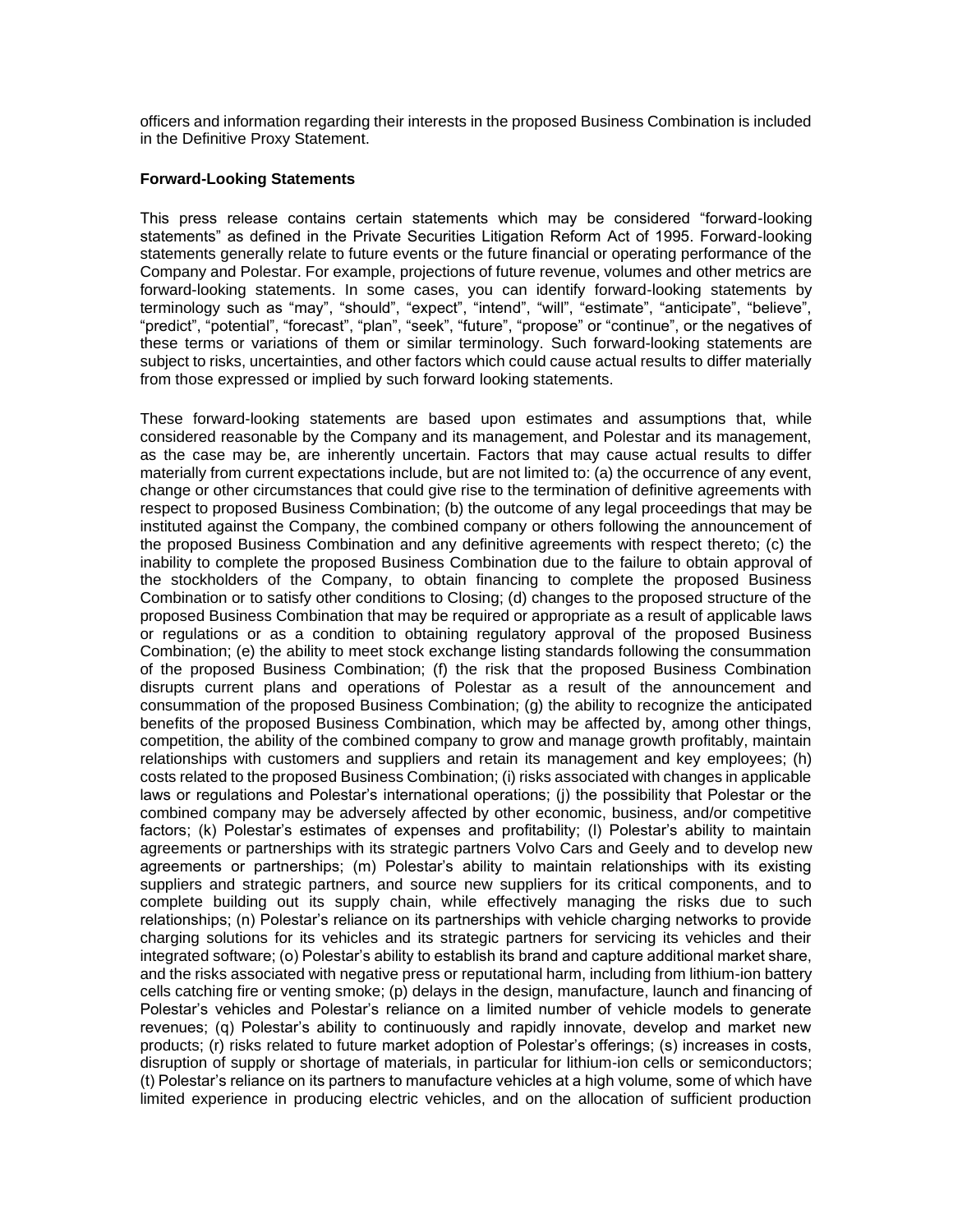officers and information regarding their interests in the proposed Business Combination is included in the Definitive Proxy Statement.

**Forward-Looking Statements**

This press release contains certain statements which may be considered "forward-looking statements" as defined in the Private Securities Litigation Reform Act of 1995. Forward-looking statements generally relate to future events or the future financial or operating performance of the Company and Polestar. For example, projections of future revenue, volumes and other metrics are forward-looking statements. In some cases, you can identify forward-looking statements by terminology such as "may", "should", "expect", "intend", "will", "estimate", "anticipate", "believe", "predict", "potential", "forecast", "plan", "seek", "future", "propose" or "continue", or the negatives of these terms or variations of them or similar terminology. Such forward-looking statements are subject to risks, uncertainties, and other factors which could cause actual results to differ materially from those expressed or implied by such forward looking statements.

These forward-looking statements are based upon estimates and assumptions that, while considered reasonable by the Company and its management, and Polestar and its management, as the case may be, are inherently uncertain. Factors that may cause actual results to differ materially from current expectations include, but are not limited to: (a) the occurrence of any event, change or other circumstances that could give rise to the termination of definitive agreements with respect to proposed Business Combination; (b) the outcome of any legal proceedings that may be instituted against the Company, the combined company or others following the announcement of the proposed Business Combination and any definitive agreements with respect thereto; (c) the inability to complete the proposed Business Combination due to the failure to obtain approval of the stockholders of the Company, to obtain financing to complete the proposed Business Combination or to satisfy other conditions to Closing; (d) changes to the proposed structure of the proposed Business Combination that may be required or appropriate as a result of applicable laws or regulations or as a condition to obtaining regulatory approval of the proposed Business Combination; (e) the ability to meet stock exchange listing standards following the consummation of the proposed Business Combination; (f) the risk that the proposed Business Combination disrupts current plans and operations of Polestar as a result of the announcement and consummation of the proposed Business Combination; (g) the ability to recognize the anticipated benefits of the proposed Business Combination, which may be affected by, among other things, competition, the ability of the combined company to grow and manage growth profitably, maintain relationships with customers and suppliers and retain its management and key employees; (h) costs related to the proposed Business Combination; (i) risks associated with changes in applicable laws or regulations and Polestar's international operations; (j) the possibility that Polestar or the combined company may be adversely affected by other economic, business, and/or competitive factors; (k) Polestar's estimates of expenses and profitability; (l) Polestar's ability to maintain agreements or partnerships with its strategic partners Volvo Cars and Geely and to develop new agreements or partnerships; (m) Polestar's ability to maintain relationships with its existing suppliers and strategic partners, and source new suppliers for its critical components, and to complete building out its supply chain, while effectively managing the risks due to such relationships; (n) Polestar's reliance on its partnerships with vehicle charging networks to provide charging solutions for its vehicles and its strategic partners for servicing its vehicles and their integrated software; (o) Polestar's ability to establish its brand and capture additional market share, and the risks associated with negative press or reputational harm, including from lithium-ion battery cells catching fire or venting smoke; (p) delays in the design, manufacture, launch and financing of Polestar's vehicles and Polestar's reliance on a limited number of vehicle models to generate revenues; (q) Polestar's ability to continuously and rapidly innovate, develop and market new products; (r) risks related to future market adoption of Polestar's offerings; (s) increases in costs, disruption of supply or shortage of materials, in particular for lithium-ion cells or semiconductors; (t) Polestar's reliance on its partners to manufacture vehicles at a high volume, some of which have limited experience in producing electric vehicles, and on the allocation of sufficient production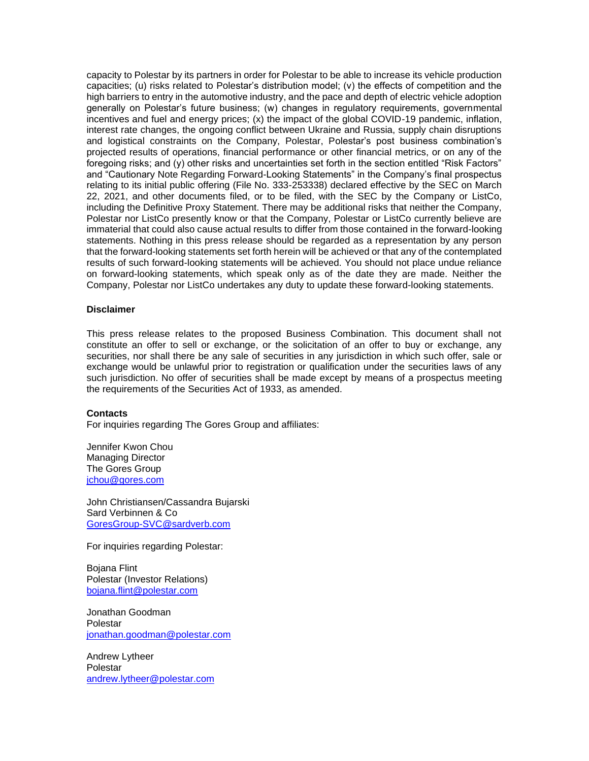capacity to Polestar by its partners in order for Polestar to be able to increase its vehicle production capacities; (u) risks related to Polestar's distribution model; (v) the effects of competition and the high barriers to entry in the automotive industry, and the pace and depth of electric vehicle adoption generally on Polestar's future business; (w) changes in regulatory requirements, governmental incentives and fuel and energy prices; (x) the impact of the global COVID-19 pandemic, inflation, interest rate changes, the ongoing conflict between Ukraine and Russia, supply chain disruptions and logistical constraints on the Company, Polestar, Polestar's post business combination's projected results of operations, financial performance or other financial metrics, or on any of the foregoing risks; and (y) other risks and uncertainties set forth in the section entitled "Risk Factors" and "Cautionary Note Regarding Forward-Looking Statements" in the Company's final prospectus relating to its initial public offering (File No. 333-253338) declared effective by the SEC on March 22, 2021, and other documents filed, or to be filed, with the SEC by the Company or ListCo, including the Definitive Proxy Statement. There may be additional risks that neither the Company, Polestar nor ListCo presently know or that the Company, Polestar or ListCo currently believe are immaterial that could also cause actual results to differ from those contained in the forward-looking statements. Nothing in this press release should be regarded as a representation by any person that the forward-looking statements set forth herein will be achieved or that any of the contemplated results of such forward-looking statements will be achieved. You should not place undue reliance on forward-looking statements, which speak only as of the date they are made. Neither the Company, Polestar nor ListCo undertakes any duty to update these forward-looking statements.

**Disclaimer**

This press release relates to the proposed Business Combination. This document shall not constitute an offer to sell or exchange, or the solicitation of an offer to buy or exchange, any securities, nor shall there be any sale of securities in any jurisdiction in which such offer, sale or exchange would be unlawful prior to registration or qualification under the securities laws of any such jurisdiction. No offer of securities shall be made except by means of a prospectus meeting the requirements of the Securities Act of 1933, as amended.

**Contacts**

For inquiries regarding The Gores Group and affiliates:

Jennifer Kwon Chou
Managing Director
The Gores Group
jchou@gores.com

John Christiansen/Cassandra Bujarski
Sard Verbinnen & Co
GoresGroup-SVC@sardverb.com

For inquiries regarding Polestar:

Bojana Flint
Polestar (Investor Relations)
bojana.flint@polestar.com

Jonathan Goodman
Polestar
jonathan.goodman@polestar.com

Andrew Lytheer
Polestar
andrew.lytheer@polestar.com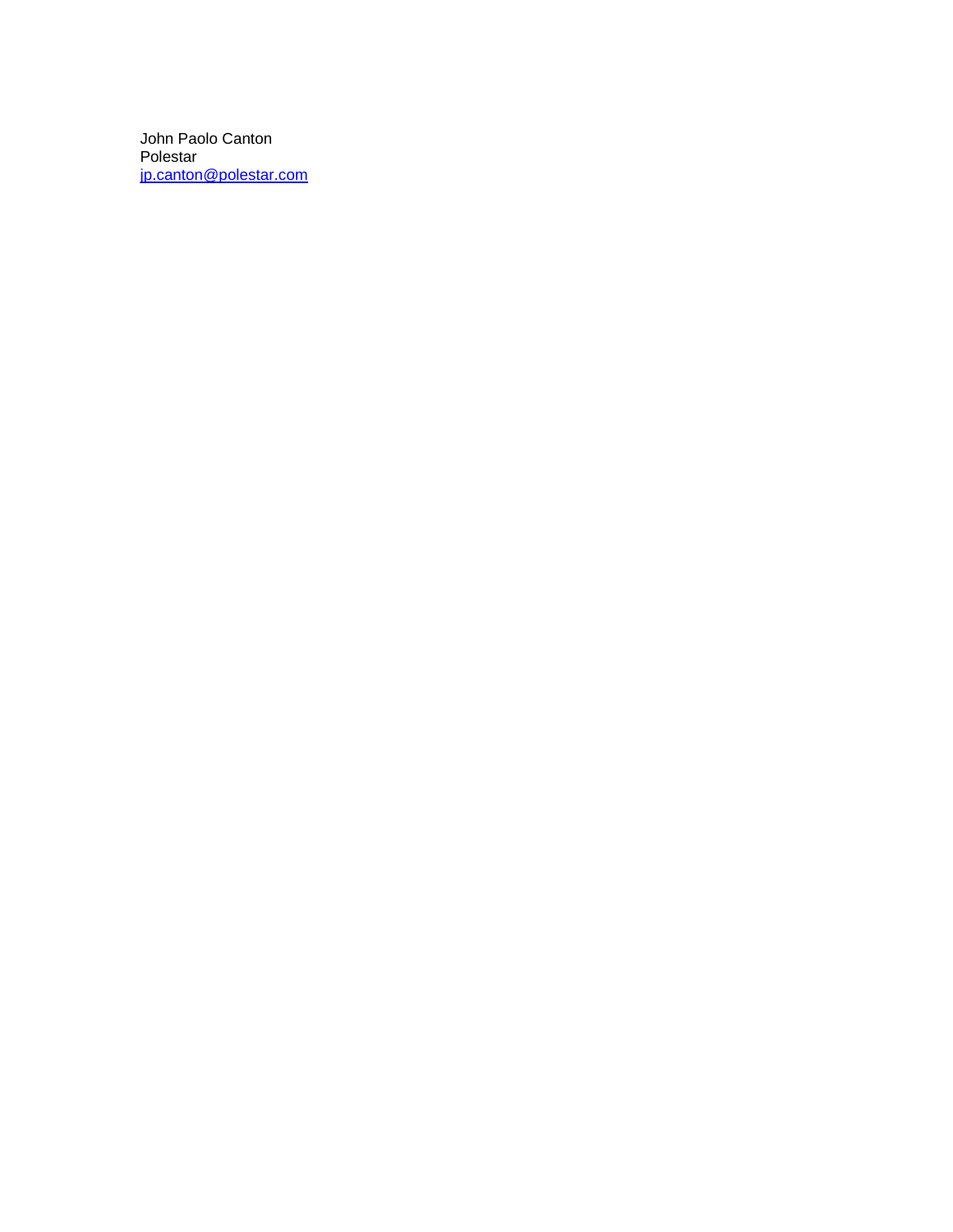John Paolo Canton
Polestar
[jp.canton@polestar.com](mailto:jp.canton@polestar.com)